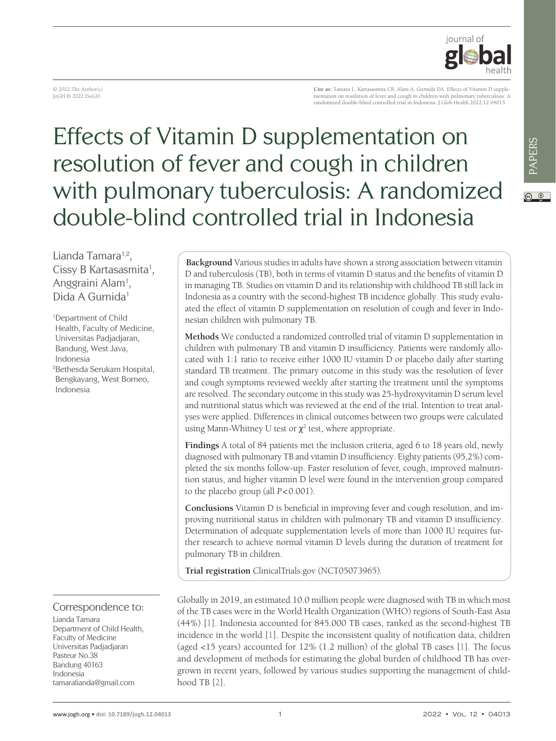© 2022 The Author(s)
JoGH © 2022 ISoGH

**Cite as:** Tamara L, Kartasasmita CB, Alam A, Gurnida DA. Effects of Vitamin D supplementation on resolution of fever and cough in children with pulmonary tuberculosis: A randomized double-blind controlled trial in Indonesia. J Glob Health 2022;12:04015.

# Effects of Vitamin D supplementation on resolution of fever and cough in children with pulmonary tuberculosis: A randomized double-blind controlled trial in Indonesia

Lianda Tamara[1,2], Cissy B Kartasasmita[1], Anggraini Alam[1], Dida A Gurnida[1]

[1]Department of Child Health, Faculty of Medicine, Universitas Padjadjaran, Bandung, West Java, Indonesia

[2]Bethesda Serukam Hospital, Bengkayang, West Borneo, Indonesia

**Background** Various studies in adults have shown a strong association between vitamin D and tuberculosis (TB), both in terms of vitamin D status and the benefits of vitamin D in managing TB. Studies on vitamin D and its relationship with childhood TB still lack in Indonesia as a country with the second-highest TB incidence globally. This study evaluated the effect of vitamin D supplementation on resolution of cough and fever in Indonesian children with pulmonary TB.

**Methods** We conducted a randomized controlled trial of vitamin D supplementation in children with pulmonary TB and vitamin D insufficiency. Patients were randomly allocated with 1:1 ratio to receive either 1000 IU vitamin D or placebo daily after starting standard TB treatment. The primary outcome in this study was the resolution of fever and cough symptoms reviewed weekly after starting the treatment until the symptoms are resolved. The secondary outcome in this study was 25-hydroxyvitamin D serum level and nutritional status which was reviewed at the end of the trial. Intention to treat analyses were applied. Differences in clinical outcomes between two groups were calculated using Mann-Whitney U test or $\chi^2$ test, where appropriate.

**Findings** A total of 84 patients met the inclusion criteria, aged 6 to 18 years old, newly diagnosed with pulmonary TB and vitamin D insufficiency. Eighty patients (95,2%) completed the six months follow-up. Faster resolution of fever, cough, improved malnutrition status, and higher vitamin D level were found in the intervention group compared to the placebo group (all $P<0.001$).

**Conclusions** Vitamin D is beneficial in improving fever and cough resolution, and improving nutritional status in children with pulmonary TB and vitamin D insufficiency. Determination of adequate supplementation levels of more than 1000 IU requires further research to achieve normal vitamin D levels during the duration of treatment for pulmonary TB in children.

**Trial registration** ClinicalTrials.gov (NCT05073965).

## Correspondence to:

Lianda Tamara
Department of Child Health, Faculty of Medicine
Universitas Padjadjaran
Pasteur No.38
Bandung 40163
Indonesia
tamaralianda@gmail.com

Globally in 2019, an estimated 10.0 million people were diagnosed with TB in which most of the TB cases were in the World Health Organization (WHO) regions of South-East Asia (44%) [1]. Indonesia accounted for 845.000 TB cases, ranked as the second-highest TB incidence in the world [1]. Despite the inconsistent quality of notification data, children (aged <15 years) accounted for 12% (1.2 million) of the global TB cases [1]. The focus and development of methods for estimating the global burden of childhood TB has overgrown in recent years, followed by various studies supporting the management of childhood TB [2].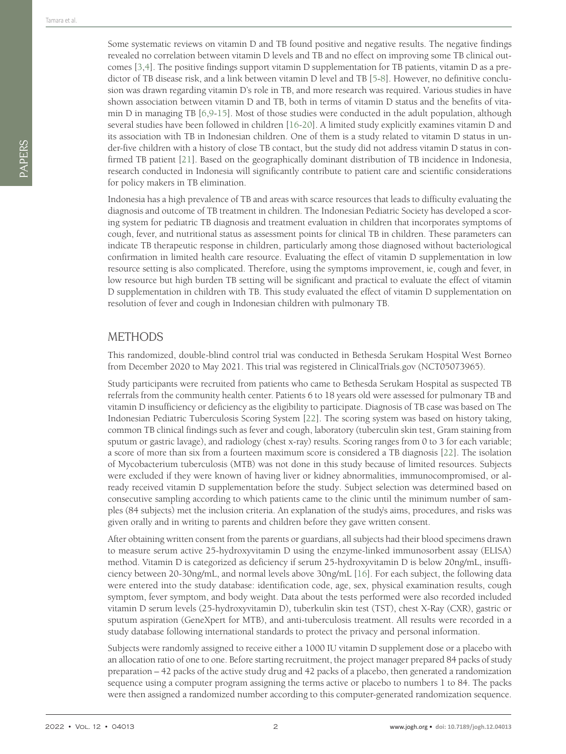Some systematic reviews on vitamin D and TB found positive and negative results. The negative findings revealed no correlation between vitamin D levels and TB and no effect on improving some TB clinical outcomes [3,4]. The positive findings support vitamin D supplementation for TB patients, vitamin D as a predictor of TB disease risk, and a link between vitamin D level and TB [5-8]. However, no definitive conclusion was drawn regarding vitamin D's role in TB, and more research was required. Various studies in have shown association between vitamin D and TB, both in terms of vitamin D status and the benefits of vitamin D in managing TB [6,9-15]. Most of those studies were conducted in the adult population, although several studies have been followed in children [16-20]. A limited study explicitly examines vitamin D and its association with TB in Indonesian children. One of them is a study related to vitamin D status in under-five children with a history of close TB contact, but the study did not address vitamin D status in confirmed TB patient [21]. Based on the geographically dominant distribution of TB incidence in Indonesia, research conducted in Indonesia will significantly contribute to patient care and scientific considerations for policy makers in TB elimination.

Indonesia has a high prevalence of TB and areas with scarce resources that leads to difficulty evaluating the diagnosis and outcome of TB treatment in children. The Indonesian Pediatric Society has developed a scoring system for pediatric TB diagnosis and treatment evaluation in children that incorporates symptoms of cough, fever, and nutritional status as assessment points for clinical TB in children. These parameters can indicate TB therapeutic response in children, particularly among those diagnosed without bacteriological confirmation in limited health care resource. Evaluating the effect of vitamin D supplementation in low resource setting is also complicated. Therefore, using the symptoms improvement, ie, cough and fever, in low resource but high burden TB setting will be significant and practical to evaluate the effect of vitamin D supplementation in children with TB. This study evaluated the effect of vitamin D supplementation on resolution of fever and cough in Indonesian children with pulmonary TB.

## METHODS

This randomized, double-blind control trial was conducted in Bethesda Serukam Hospital West Borneo from December 2020 to May 2021. This trial was registered in ClinicalTrials.gov (NCT05073965).

Study participants were recruited from patients who came to Bethesda Serukam Hospital as suspected TB referrals from the community health center. Patients 6 to 18 years old were assessed for pulmonary TB and vitamin D insufficiency or deficiency as the eligibility to participate. Diagnosis of TB case was based on The Indonesian Pediatric Tuberculosis Scoring System [22]. The scoring system was based on history taking, common TB clinical findings such as fever and cough, laboratory (tuberculin skin test, Gram staining from sputum or gastric lavage), and radiology (chest x-ray) results. Scoring ranges from 0 to 3 for each variable; a score of more than six from a fourteen maximum score is considered a TB diagnosis [22]. The isolation of Mycobacterium tuberculosis (MTB) was not done in this study because of limited resources. Subjects were excluded if they were known of having liver or kidney abnormalities, immunocompromised, or already received vitamin D supplementation before the study. Subject selection was determined based on consecutive sampling according to which patients came to the clinic until the minimum number of samples (84 subjects) met the inclusion criteria. An explanation of the study's aims, procedures, and risks was given orally and in writing to parents and children before they gave written consent.

After obtaining written consent from the parents or guardians, all subjects had their blood specimens drawn to measure serum active 25-hydroxyvitamin D using the enzyme-linked immunosorbent assay (ELISA) method. Vitamin D is categorized as deficiency if serum 25-hydroxyvitamin D is below 20ng/mL, insufficiency between 20-30ng/mL, and normal levels above 30ng/mL [16]. For each subject, the following data were entered into the study database: identification code, age, sex, physical examination results, cough symptom, fever symptom, and body weight. Data about the tests performed were also recorded included vitamin D serum levels (25-hydroxyvitamin D), tuberkulin skin test (TST), chest X-Ray (CXR), gastric or sputum aspiration (GeneXpert for MTB), and anti-tuberculosis treatment. All results were recorded in a study database following international standards to protect the privacy and personal information.

Subjects were randomly assigned to receive either a 1000 IU vitamin D supplement dose or a placebo with an allocation ratio of one to one. Before starting recruitment, the project manager prepared 84 packs of study preparation – 42 packs of the active study drug and 42 packs of a placebo, then generated a randomization sequence using a computer program assigning the terms active or placebo to numbers 1 to 84. The packs were then assigned a randomized number according to this computer-generated randomization sequence.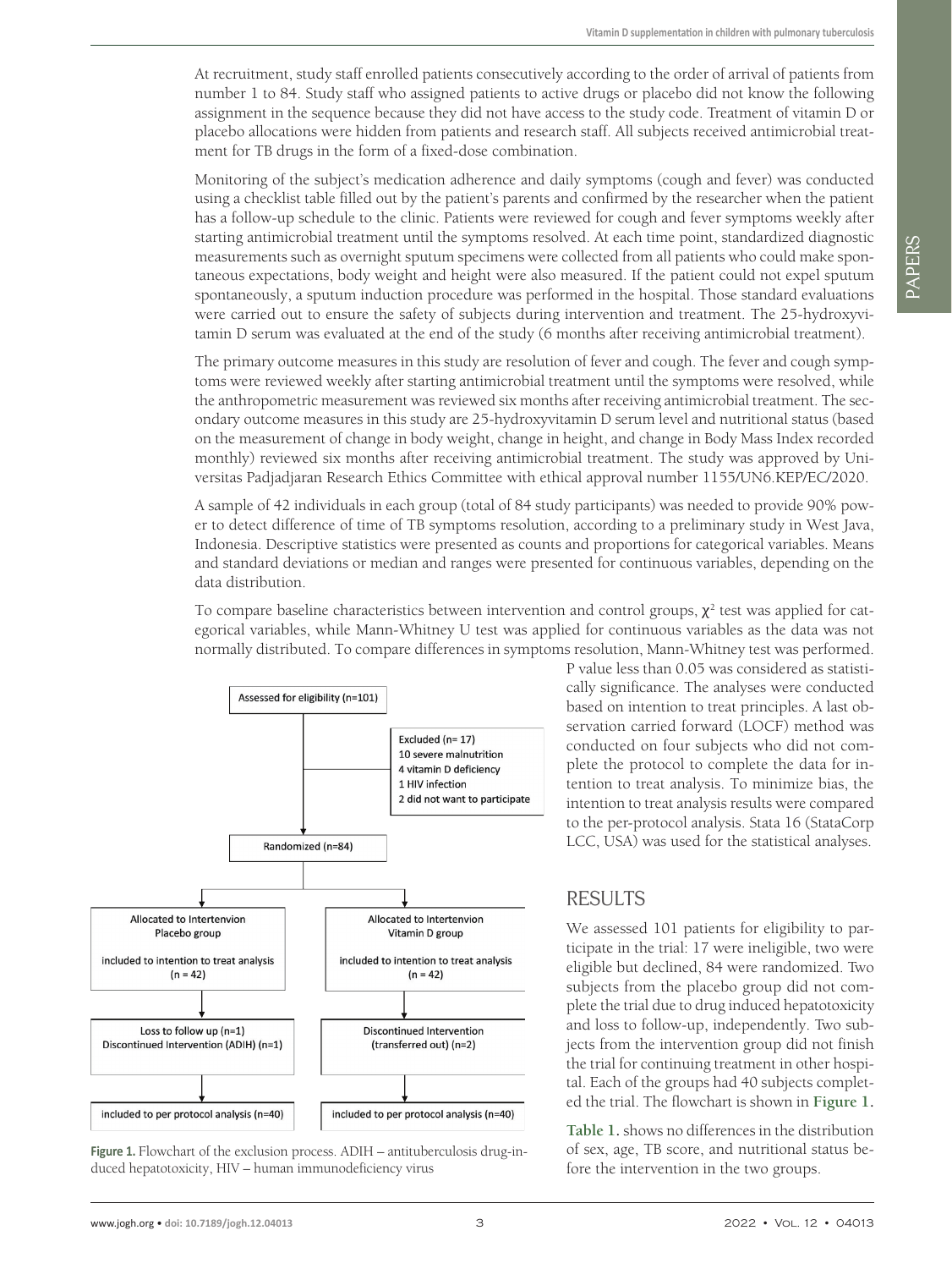At recruitment, study staff enrolled patients consecutively according to the order of arrival of patients from number 1 to 84. Study staff who assigned patients to active drugs or placebo did not know the following assignment in the sequence because they did not have access to the study code. Treatment of vitamin D or placebo allocations were hidden from patients and research staff. All subjects received antimicrobial treatment for TB drugs in the form of a fixed-dose combination.

Monitoring of the subject's medication adherence and daily symptoms (cough and fever) was conducted using a checklist table filled out by the patient's parents and confirmed by the researcher when the patient has a follow-up schedule to the clinic. Patients were reviewed for cough and fever symptoms weekly after starting antimicrobial treatment until the symptoms resolved. At each time point, standardized diagnostic measurements such as overnight sputum specimens were collected from all patients who could make spontaneous expectations, body weight and height were also measured. If the patient could not expel sputum spontaneously, a sputum induction procedure was performed in the hospital. Those standard evaluations were carried out to ensure the safety of subjects during intervention and treatment. The 25-hydroxyvitamin D serum was evaluated at the end of the study (6 months after receiving antimicrobial treatment).

The primary outcome measures in this study are resolution of fever and cough. The fever and cough symptoms were reviewed weekly after starting antimicrobial treatment until the symptoms were resolved, while the anthropometric measurement was reviewed six months after receiving antimicrobial treatment. The secondary outcome measures in this study are 25-hydroxyvitamin D serum level and nutritional status (based on the measurement of change in body weight, change in height, and change in Body Mass Index recorded monthly) reviewed six months after receiving antimicrobial treatment. The study was approved by Universitas Padjadjaran Research Ethics Committee with ethical approval number 1155/UN6.KEP/EC/2020.

A sample of 42 individuals in each group (total of 84 study participants) was needed to provide 90% power to detect difference of time of TB symptoms resolution, according to a preliminary study in West Java, Indonesia. Descriptive statistics were presented as counts and proportions for categorical variables. Means and standard deviations or median and ranges were presented for continuous variables, depending on the data distribution.

To compare baseline characteristics between intervention and control groups, $\chi^2$ test was applied for categorical variables, while Mann-Whitney U test was applied for continuous variables as the data was not normally distributed. To compare differences in symptoms resolution, Mann-Whitney test was performed. P value less than 0.05 was considered as statistically significance. The analyses were conducted based on intention to treat principles. A last observation carried forward (LOCF) method was conducted on four subjects who did not complete the protocol to complete the data for intention to treat analysis. To minimize bias, the intention to treat analysis results were compared to the per-protocol analysis. Stata 16 (StataCorp LCC, USA) was used for the statistical analyses.

Assessed for eligibility (n=101)

Excluded (n= 17)
10 severe malnutrition
4 vitamin D deficiency
1 HIV infection
2 did not want to participate

Randomized (n=84)

| Allocated to Intertenvion Placebo group | Allocated to Intertenvion Vitamin D group |
|---|---|
| included to intention to treat analysis (n = 42) | included to intention to treat analysis (n = 42) |
| Loss to follow up (n=1) Discontinued Intervention (ADIH) (n=1) | Discontinued Intervention (transferred out) (n=2) |
| included to per protocol analysis (n=40) | included to per protocol analysis (n=40) |

**Figure 1.** Flowchart of the exclusion process. ADIH – antituberculosis drug-induced hepatotoxicity, HIV – human immunodeficiency virus

## RESULTS

We assessed 101 patients for eligibility to participate in the trial: 17 were ineligible, two were eligible but declined, 84 were randomized. Two subjects from the placebo group did not complete the trial due to drug induced hepatotoxicity and loss to follow-up, independently. Two subjects from the intervention group did not finish the trial for continuing treatment in other hospital. Each of the groups had 40 subjects completed the trial. The flowchart is shown in **Figure 1.**

**Table 1.** shows no differences in the distribution of sex, age, TB score, and nutritional status before the intervention in the two groups.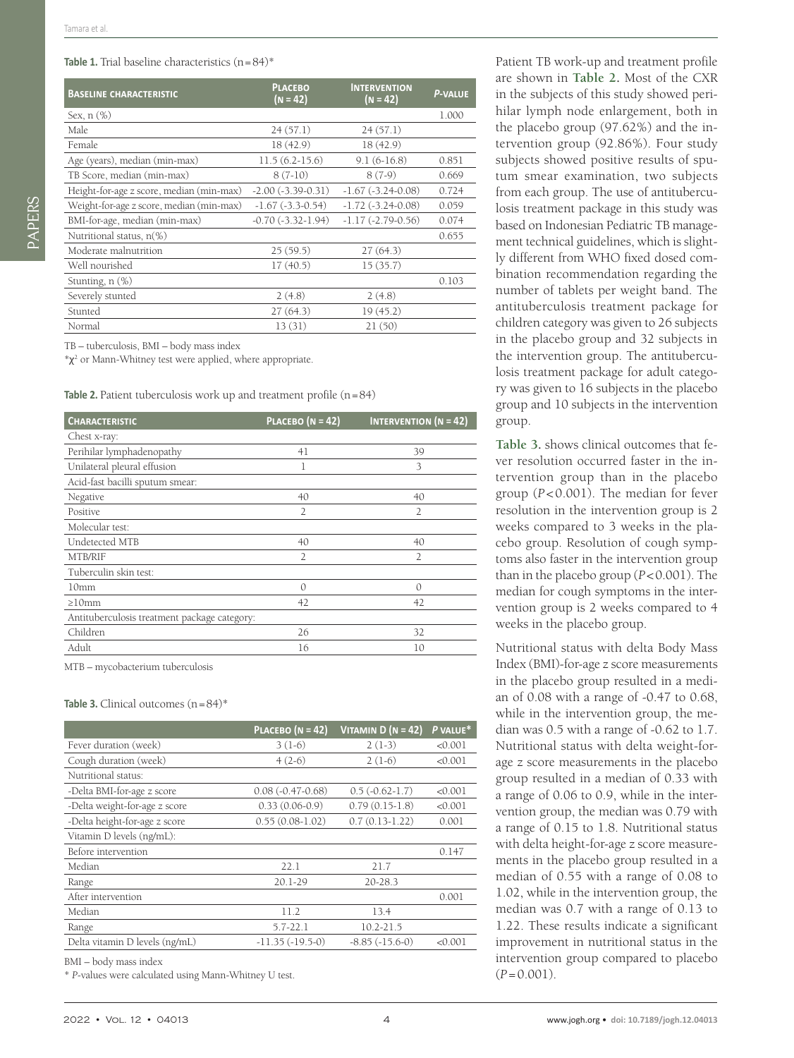**Table 1.** Trial baseline characteristics (n=84)*

| Baseline characteristic | Placebo (N = 42) | Intervention (N = 42) | P-value |
|---|---|---|---|
| Sex, n (%) | | | 1.000 |
| Male | 24 (57.1) | 24 (57.1) | |
| Female | 18 (42.9) | 18 (42.9) | |
| Age (years), median (min-max) | 11.5 (6.2-15.6) | 9.1 (6-16.8) | 0.851 |
| TB Score, median (min-max) | 8 (7-10) | 8 (7-9) | 0.669 |
| Height-for-age z score, median (min-max) | -2.00 (-3.39-0.31) | -1.67 (-3.24-0.08) | 0.724 |
| Weight-for-age z score, median (min-max) | -1.67 (-3.3-0.54) | -1.72 (-3.24-0.08) | 0.059 |
| BMI-for-age, median (min-max) | -0.70 (-3.32-1.94) | -1.17 (-2.79-0.56) | 0.074 |
| Nutritional status, n(%) | | | 0.655 |
| Moderate malnutrition | 25 (59.5) | 27 (64.3) | |
| Well nourished | 17 (40.5) | 15 (35.7) | |
| Stunting, n (%) | | | 0.103 |
| Severely stunted | 2 (4.8) | 2 (4.8) | |
| Stunted | 27 (64.3) | 19 (45.2) | |
| Normal | 13 (31) | 21 (50) | |

TB – tuberculosis, BMI – body mass index

*$\chi^2$ or Mann-Whitney test were applied, where appropriate.

**Table 2.** Patient tuberculosis work up and treatment profile (n=84)

| Characteristic | Placebo (N = 42) | Intervention (N = 42) |
|---|---|---|
| Chest x-ray: | | |
| Perihilar lymphadenopathy | 41 | 39 |
| Unilateral pleural effusion | 1 | 3 |
| Acid-fast bacilli sputum smear: | | |
| Negative | 40 | 40 |
| Positive | 2 | 2 |
| Molecular test: | | |
| Undetected MTB | 40 | 40 |
| MTB/RIF | 2 | 2 |
| Tuberculin skin test: | | |
| 10mm | 0 | 0 |
| ≥10mm | 42 | 42 |
| Antituberculosis treatment package category: | | |
| Children | 26 | 32 |
| Adult | 16 | 10 |

MTB – mycobacterium tuberculosis

**Table 3.** Clinical outcomes (n=84)*

| | Placebo (N = 42) | Vitamin D (N = 42) | P value* |
|---|---|---|---|
| Fever duration (week) | 3 (1-6) | 2 (1-3) | <0.001 |
| Cough duration (week) | 4 (2-6) | 2 (1-6) | <0.001 |
| Nutritional status: | | | |
| -Delta BMI-for-age z score | 0.08 (-0.47-0.68) | 0.5 (-0.62-1.7) | <0.001 |
| -Delta weight-for-age z score | 0.33 (0.06-0.9) | 0.79 (0.15-1.8) | <0.001 |
| -Delta height-for-age z score | 0.55 (0.08-1.02) | 0.7 (0.13-1.22) | 0.001 |
| Vitamin D levels (ng/mL): | | | |
| Before intervention | | | 0.147 |
| Median | 22.1 | 21.7 | |
| Range | 20.1-29 | 20-28.3 | |
| After intervention | | | 0.001 |
| Median | 11.2 | 13.4 | |
| Range | 5.7-22.1 | 10.2-21.5 | |
| Delta vitamin D levels (ng/mL) | -11.35 (-19.5-0) | -8.85 (-15.6-0) | <0.001 |

BMI – body mass index

* P-values were calculated using Mann-Whitney U test.

Patient TB work-up and treatment profile are shown in **Table 2.** Most of the CXR in the subjects of this study showed perihilar lymph node enlargement, both in the placebo group (97.62%) and the intervention group (92.86%). Four study subjects showed positive results of sputum smear examination, two subjects from each group. The use of antituberculosis treatment package in this study was based on Indonesian Pediatric TB management technical guidelines, which is slightly different from WHO fixed dosed combination recommendation regarding the number of tablets per weight band. The antituberculosis treatment package for children category was given to 26 subjects in the placebo group and 32 subjects in the intervention group. The antituberculosis treatment package for adult category was given to 16 subjects in the placebo group and 10 subjects in the intervention group.

**Table 3.** shows clinical outcomes that fever resolution occurred faster in the intervention group than in the placebo group ($P<0.001$). The median for fever resolution in the intervention group is 2 weeks compared to 3 weeks in the placebo group. Resolution of cough symptoms also faster in the intervention group than in the placebo group ($P<0.001$). The median for cough symptoms in the intervention group is 2 weeks compared to 4 weeks in the placebo group.

Nutritional status with delta Body Mass Index (BMI)-for-age *z* score measurements in the placebo group resulted in a median of 0.08 with a range of -0.47 to 0.68, while in the intervention group, the median was 0.5 with a range of -0.62 to 1.7. Nutritional status with delta weight-for-age *z* score measurements in the placebo group resulted in a median of 0.33 with a range of 0.06 to 0.9, while in the intervention group, the median was 0.79 with a range of 0.15 to 1.8. Nutritional status with delta height-for-age *z* score measurements in the placebo group resulted in a median of 0.55 with a range of 0.08 to 1.02, while in the intervention group, the median was 0.7 with a range of 0.13 to 1.22. These results indicate a significant improvement in nutritional status in the intervention group compared to placebo ($P=0.001$).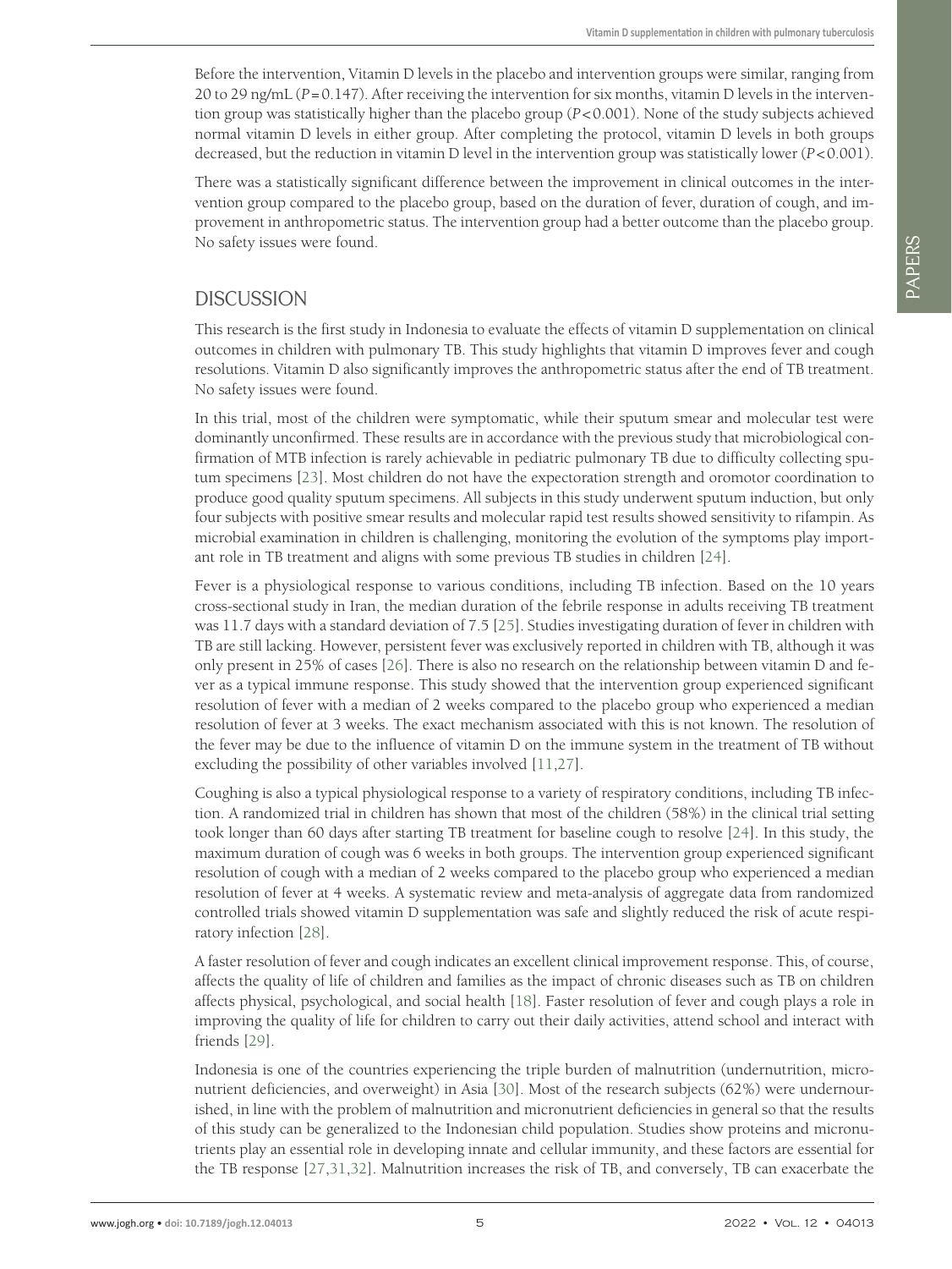Before the intervention, Vitamin D levels in the placebo and intervention groups were similar, ranging from 20 to 29 ng/mL ($P = 0.147$). After receiving the intervention for six months, vitamin D levels in the intervention group was statistically higher than the placebo group ($P < 0.001$). None of the study subjects achieved normal vitamin D levels in either group. After completing the protocol, vitamin D levels in both groups decreased, but the reduction in vitamin D level in the intervention group was statistically lower ($P < 0.001$).

There was a statistically significant difference between the improvement in clinical outcomes in the intervention group compared to the placebo group, based on the duration of fever, duration of cough, and improvement in anthropometric status. The intervention group had a better outcome than the placebo group. No safety issues were found.

## DISCUSSION

This research is the first study in Indonesia to evaluate the effects of vitamin D supplementation on clinical outcomes in children with pulmonary TB. This study highlights that vitamin D improves fever and cough resolutions. Vitamin D also significantly improves the anthropometric status after the end of TB treatment. No safety issues were found.

In this trial, most of the children were symptomatic, while their sputum smear and molecular test were dominantly unconfirmed. These results are in accordance with the previous study that microbiological confirmation of MTB infection is rarely achievable in pediatric pulmonary TB due to difficulty collecting sputum specimens [23]. Most children do not have the expectoration strength and oromotor coordination to produce good quality sputum specimens. All subjects in this study underwent sputum induction, but only four subjects with positive smear results and molecular rapid test results showed sensitivity to rifampin. As microbial examination in children is challenging, monitoring the evolution of the symptoms play important role in TB treatment and aligns with some previous TB studies in children [24].

Fever is a physiological response to various conditions, including TB infection. Based on the 10 years cross-sectional study in Iran, the median duration of the febrile response in adults receiving TB treatment was 11.7 days with a standard deviation of 7.5 [25]. Studies investigating duration of fever in children with TB are still lacking. However, persistent fever was exclusively reported in children with TB, although it was only present in 25% of cases [26]. There is also no research on the relationship between vitamin D and fever as a typical immune response. This study showed that the intervention group experienced significant resolution of fever with a median of 2 weeks compared to the placebo group who experienced a median resolution of fever at 3 weeks. The exact mechanism associated with this is not known. The resolution of the fever may be due to the influence of vitamin D on the immune system in the treatment of TB without excluding the possibility of other variables involved [11,27].

Coughing is also a typical physiological response to a variety of respiratory conditions, including TB infection. A randomized trial in children has shown that most of the children (58%) in the clinical trial setting took longer than 60 days after starting TB treatment for baseline cough to resolve [24]. In this study, the maximum duration of cough was 6 weeks in both groups. The intervention group experienced significant resolution of cough with a median of 2 weeks compared to the placebo group who experienced a median resolution of fever at 4 weeks. A systematic review and meta-analysis of aggregate data from randomized controlled trials showed vitamin D supplementation was safe and slightly reduced the risk of acute respiratory infection [28].

A faster resolution of fever and cough indicates an excellent clinical improvement response. This, of course, affects the quality of life of children and families as the impact of chronic diseases such as TB on children affects physical, psychological, and social health [18]. Faster resolution of fever and cough plays a role in improving the quality of life for children to carry out their daily activities, attend school and interact with friends [29].

Indonesia is one of the countries experiencing the triple burden of malnutrition (undernutrition, micronutrient deficiencies, and overweight) in Asia [30]. Most of the research subjects (62%) were undernourished, in line with the problem of malnutrition and micronutrient deficiencies in general so that the results of this study can be generalized to the Indonesian child population. Studies show proteins and micronutrients play an essential role in developing innate and cellular immunity, and these factors are essential for the TB response [27,31,32]. Malnutrition increases the risk of TB, and conversely, TB can exacerbate the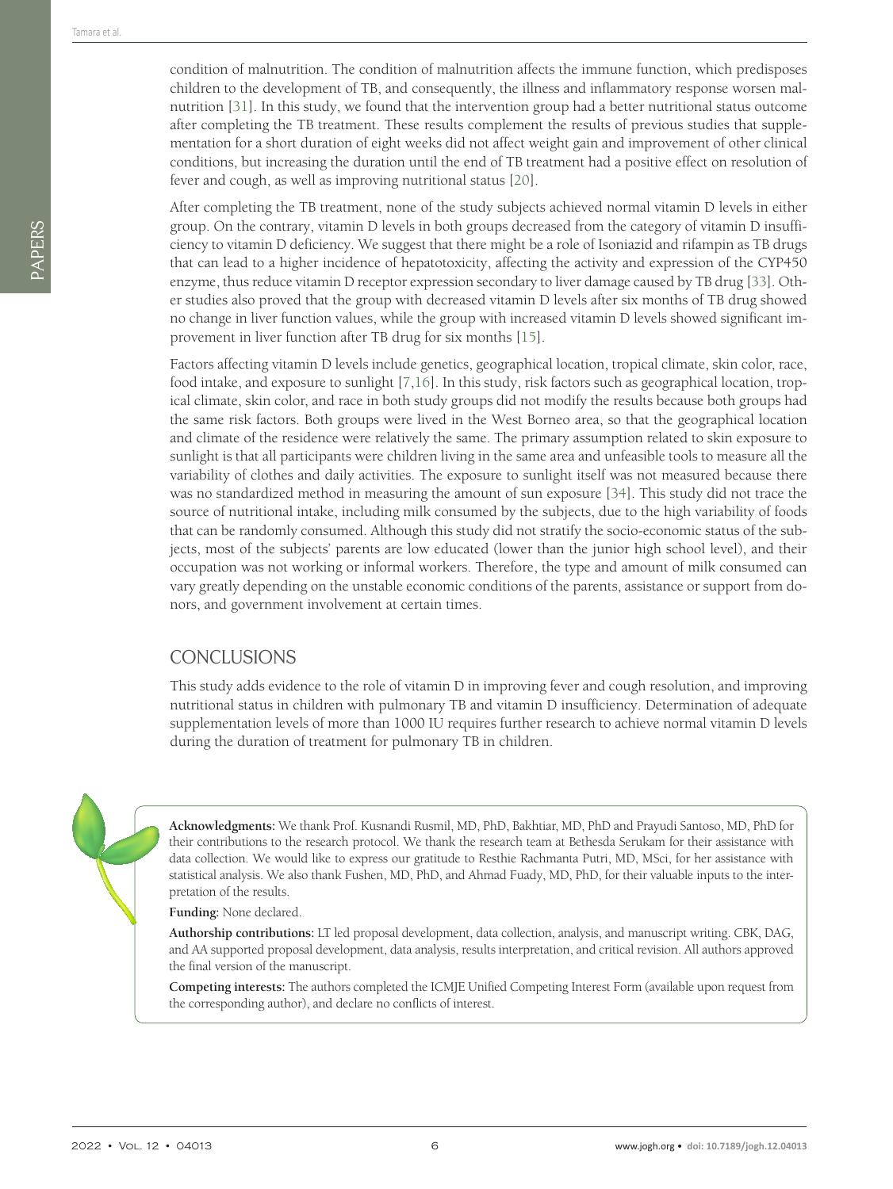condition of malnutrition. The condition of malnutrition affects the immune function, which predisposes children to the development of TB, and consequently, the illness and inflammatory response worsen malnutrition [31]. In this study, we found that the intervention group had a better nutritional status outcome after completing the TB treatment. These results complement the results of previous studies that supplementation for a short duration of eight weeks did not affect weight gain and improvement of other clinical conditions, but increasing the duration until the end of TB treatment had a positive effect on resolution of fever and cough, as well as improving nutritional status [20].

After completing the TB treatment, none of the study subjects achieved normal vitamin D levels in either group. On the contrary, vitamin D levels in both groups decreased from the category of vitamin D insufficiency to vitamin D deficiency. We suggest that there might be a role of Isoniazid and rifampin as TB drugs that can lead to a higher incidence of hepatotoxicity, affecting the activity and expression of the CYP450 enzyme, thus reduce vitamin D receptor expression secondary to liver damage caused by TB drug [33]. Other studies also proved that the group with decreased vitamin D levels after six months of TB drug showed no change in liver function values, while the group with increased vitamin D levels showed significant improvement in liver function after TB drug for six months [15].

Factors affecting vitamin D levels include genetics, geographical location, tropical climate, skin color, race, food intake, and exposure to sunlight [7,16]. In this study, risk factors such as geographical location, tropical climate, skin color, and race in both study groups did not modify the results because both groups had the same risk factors. Both groups were lived in the West Borneo area, so that the geographical location and climate of the residence were relatively the same. The primary assumption related to skin exposure to sunlight is that all participants were children living in the same area and unfeasible tools to measure all the variability of clothes and daily activities. The exposure to sunlight itself was not measured because there was no standardized method in measuring the amount of sun exposure [34]. This study did not trace the source of nutritional intake, including milk consumed by the subjects, due to the high variability of foods that can be randomly consumed. Although this study did not stratify the socio-economic status of the subjects, most of the subjects' parents are low educated (lower than the junior high school level), and their occupation was not working or informal workers. Therefore, the type and amount of milk consumed can vary greatly depending on the unstable economic conditions of the parents, assistance or support from donors, and government involvement at certain times.

## CONCLUSIONS

This study adds evidence to the role of vitamin D in improving fever and cough resolution, and improving nutritional status in children with pulmonary TB and vitamin D insufficiency. Determination of adequate supplementation levels of more than 1000 IU requires further research to achieve normal vitamin D levels during the duration of treatment for pulmonary TB in children.

**Acknowledgments:** We thank Prof. Kusnandi Rusmil, MD, PhD, Bakhtiar, MD, PhD and Prayudi Santoso, MD, PhD for their contributions to the research protocol. We thank the research team at Bethesda Serukam for their assistance with data collection. We would like to express our gratitude to Resthie Rachmanta Putri, MD, MSci, for her assistance with statistical analysis. We also thank Fushen, MD, PhD, and Ahmad Fuady, MD, PhD, for their valuable inputs to the interpretation of the results.

**Funding:** None declared.

**Authorship contributions:** LT led proposal development, data collection, analysis, and manuscript writing. CBK, DAG, and AA supported proposal development, data analysis, results interpretation, and critical revision. All authors approved the final version of the manuscript.

**Competing interests:** The authors completed the ICMJE Unified Competing Interest Form (available upon request from the corresponding author), and declare no conflicts of interest.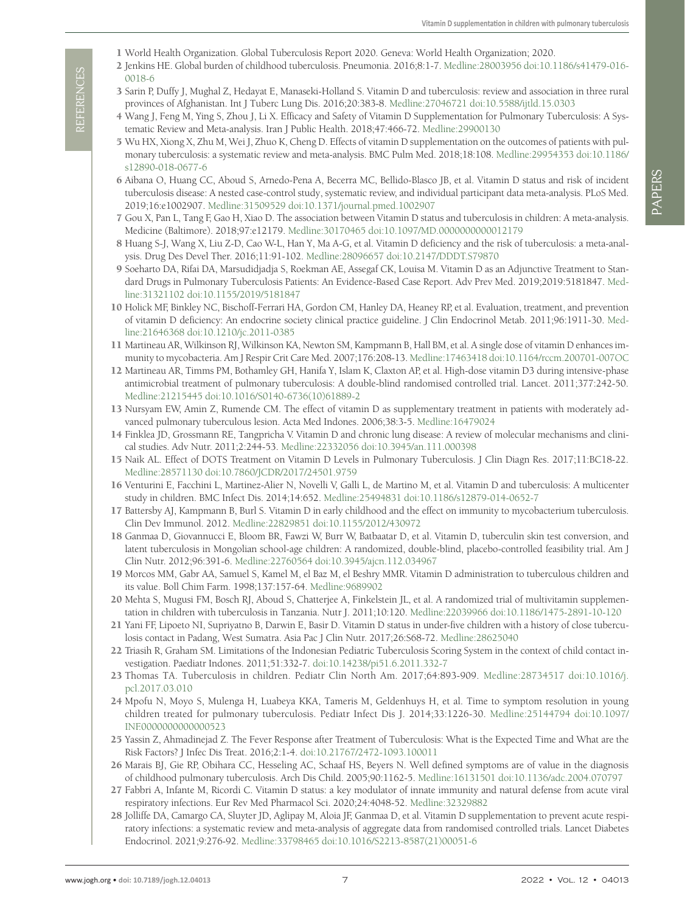1. World Health Organization. Global Tuberculosis Report 2020. Geneva: World Health Organization; 2020.
2. Jenkins HE. Global burden of childhood tuberculosis. Pneumonia. 2016;8:1-7. Medline:28003956 doi:10.1186/s41479-016-0018-6
3. Sarin P, Duffy J, Mughal Z, Hedayat E, Manaseki-Holland S. Vitamin D and tuberculosis: review and association in three rural provinces of Afghanistan. Int J Tuberc Lung Dis. 2016;20:383-8. Medline:27046721 doi:10.5588/ijtld.15.0303
4. Wang J, Feng M, Ying S, Zhou J, Li X. Efficacy and Safety of Vitamin D Supplementation for Pulmonary Tuberculosis: A Systematic Review and Meta-analysis. Iran J Public Health. 2018;47:466-72. Medline:29900130
5. Wu HX, Xiong X, Zhu M, Wei J, Zhuo K, Cheng D. Effects of vitamin D supplementation on the outcomes of patients with pulmonary tuberculosis: a systematic review and meta-analysis. BMC Pulm Med. 2018;18:108. Medline:29954353 doi:10.1186/s12890-018-0677-6
6. Aibana O, Huang CC, Aboud S, Arnedo-Pena A, Becerra MC, Bellido-Blasco JB, et al. Vitamin D status and risk of incident tuberculosis disease: A nested case-control study, systematic review, and individual participant data meta-analysis. PLoS Med. 2019;16:e1002907. Medline:31509529 doi:10.1371/journal.pmed.1002907
7. Gou X, Pan L, Tang F, Gao H, Xiao D. The association between Vitamin D status and tuberculosis in children: A meta-analysis. Medicine (Baltimore). 2018;97:e12179. Medline:30170465 doi:10.1097/MD.0000000000012179
8. Huang S-J, Wang X, Liu Z-D, Cao W-L, Han Y, Ma A-G, et al. Vitamin D deficiency and the risk of tuberculosis: a meta-analysis. Drug Des Devel Ther. 2016;11:91-102. Medline:28096657 doi:10.2147/DDDT.S79870
9. Soeharto DA, Rifai DA, Marsudidjadja S, Roekman AE, Assegaf CK, Louisa M. Vitamin D as an Adjunctive Treatment to Standard Drugs in Pulmonary Tuberculosis Patients: An Evidence-Based Case Report. Adv Prev Med. 2019;2019:5181847. Medline:31321102 doi:10.1155/2019/5181847
10. Holick MF, Binkley NC, Bischoff-Ferrari HA, Gordon CM, Hanley DA, Heaney RP, et al. Evaluation, treatment, and prevention of vitamin D deficiency: An endocrine society clinical practice guideline. J Clin Endocrinol Metab. 2011;96:1911-30. Medline:21646368 doi:10.1210/jc.2011-0385
11. Martineau AR, Wilkinson RJ, Wilkinson KA, Newton SM, Kampmann B, Hall BM, et al. A single dose of vitamin D enhances immunity to mycobacteria. Am J Respir Crit Care Med. 2007;176:208-13. Medline:17463418 doi:10.1164/rccm.200701-007OC
12. Martineau AR, Timms PM, Bothamley GH, Hanifa Y, Islam K, Claxton AP, et al. High-dose vitamin D3 during intensive-phase antimicrobial treatment of pulmonary tuberculosis: A double-blind randomised controlled trial. Lancet. 2011;377:242-50. Medline:21215445 doi:10.1016/S0140-6736(10)61889-2
13. Nursyam EW, Amin Z, Rumende CM. The effect of vitamin D as supplementary treatment in patients with moderately advanced pulmonary tuberculous lesion. Acta Med Indones. 2006;38:3-5. Medline:16479024
14. Finklea JD, Grossmann RE, Tangpricha V. Vitamin D and chronic lung disease: A review of molecular mechanisms and clinical studies. Adv Nutr. 2011;2:244-53. Medline:22332056 doi:10.3945/an.111.000398
15. Naik AL. Effect of DOTS Treatment on Vitamin D Levels in Pulmonary Tuberculosis. J Clin Diagn Res. 2017;11:BC18-22. Medline:28571130 doi:10.7860/JCDR/2017/24501.9759
16. Venturini E, Facchini L, Martinez-Alier N, Novelli V, Galli L, de Martino M, et al. Vitamin D and tuberculosis: A multicenter study in children. BMC Infect Dis. 2014;14:652. Medline:25494831 doi:10.1186/s12879-014-0652-7
17. Battersby AJ, Kampmann B, Burl S. Vitamin D in early childhood and the effect on immunity to mycobacterium tuberculosis. Clin Dev Immunol. 2012. Medline:22829851 doi:10.1155/2012/430972
18. Ganmaa D, Giovannucci E, Bloom BR, Fawzi W, Burr W, Batbaatar D, et al. Vitamin D, tuberculin skin test conversion, and latent tuberculosis in Mongolian school-age children: A randomized, double-blind, placebo-controlled feasibility trial. Am J Clin Nutr. 2012;96:391-6. Medline:22760564 doi:10.3945/ajcn.112.034967
19. Morcos MM, Gabr AA, Samuel S, Kamel M, el Baz M, el Beshry MMR. Vitamin D administration to tuberculous children and its value. Boll Chim Farm. 1998;137:157-64. Medline:9689902
20. Mehta S, Mugusi FM, Bosch RJ, Aboud S, Chatterjee A, Finkelstein JL, et al. A randomized trial of multivitamin supplementation in children with tuberculosis in Tanzania. Nutr J. 2011;10:120. Medline:22039966 doi:10.1186/1475-2891-10-120
21. Yani FF, Lipoeto NI, Supriyatno B, Darwin E, Basir D. Vitamin D status in under-five children with a history of close tuberculosis contact in Padang, West Sumatra. Asia Pac J Clin Nutr. 2017;26:S68-72. Medline:28625040
22. Triasih R, Graham SM. Limitations of the Indonesian Pediatric Tuberculosis Scoring System in the context of child contact investigation. Paediatr Indones. 2011;51:332-7. doi:10.14238/pi51.6.2011.332-7
23. Thomas TA. Tuberculosis in children. Pediatr Clin North Am. 2017;64:893-909. Medline:28734517 doi:10.1016/j.pcl.2017.03.010
24. Mpofu N, Moyo S, Mulenga H, Luabeya KKA, Tameris M, Geldenhuys H, et al. Time to symptom resolution in young children treated for pulmonary tuberculosis. Pediatr Infect Dis J. 2014;33:1226-30. Medline:25144794 doi:10.1097/INF.0000000000000523
25. Yassin Z, Ahmadinejad Z. The Fever Response after Treatment of Tuberculosis: What is the Expected Time and What are the Risk Factors? J Infec Dis Treat. 2016;2:1-4. doi:10.21767/2472-1093.100011
26. Marais BJ, Gie RP, Obihara CC, Hesseling AC, Schaaf HS, Beyers N. Well defined symptoms are of value in the diagnosis of childhood pulmonary tuberculosis. Arch Dis Child. 2005;90:1162-5. Medline:16131501 doi:10.1136/adc.2004.070797
27. Fabbri A, Infante M, Ricordi C. Vitamin D status: a key modulator of innate immunity and natural defense from acute viral respiratory infections. Eur Rev Med Pharmacol Sci. 2020;24:4048-52. Medline:32329882
28. Jolliffe DA, Camargo CA, Sluyter JD, Aglipay M, Aloia JF, Ganmaa D, et al. Vitamin D supplementation to prevent acute respiratory infections: a systematic review and meta-analysis of aggregate data from randomised controlled trials. Lancet Diabetes Endocrinol. 2021;9:276-92. Medline:33798465 doi:10.1016/S2213-8587(21)00051-6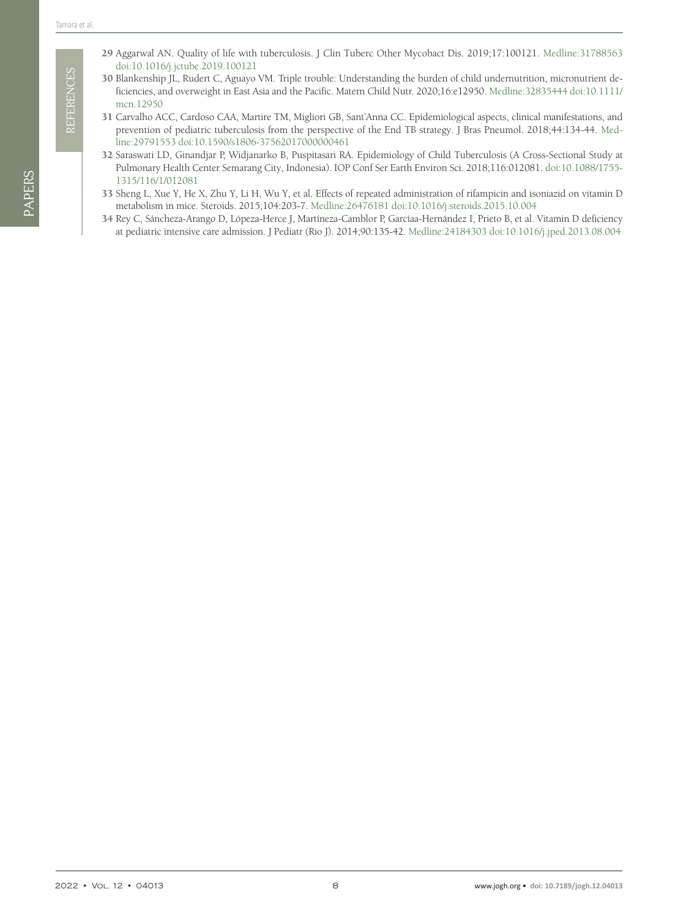29 Aggarwal AN. Quality of life with tuberculosis. J Clin Tuberc Other Mycobact Dis. 2019;17:100121. Medline:31788563 doi:10.1016/j.jctube.2019.100121

30 Blankenship JL, Rudert C, Aguayo VM. Triple trouble: Understanding the burden of child undernutrition, micronutrient deficiencies, and overweight in East Asia and the Pacific. Matern Child Nutr. 2020;16:e12950. Medline:32835444 doi:10.1111/mcn.12950

31 Carvalho ACC, Cardoso CAA, Martire TM, Migliori GB, Sant'Anna CC. Epidemiological aspects, clinical manifestations, and prevention of pediatric tuberculosis from the perspective of the End TB strategy. J Bras Pneumol. 2018;44:134-44. Medline:29791553 doi:10.1590/s1806-37562017000000461

32 Saraswati LD, Ginandjar P, Widjanarko B, Puspitasari RA. Epidemiology of Child Tuberculosis (A Cross-Sectional Study at Pulmonary Health Center Semarang City, Indonesia). IOP Conf Ser Earth Environ Sci. 2018;116:012081. doi:10.1088/1755-1315/116/1/012081

33 Sheng L, Xue Y, He X, Zhu Y, Li H, Wu Y, et al. Effects of repeated administration of rifampicin and isoniazid on vitamin D metabolism in mice. Steroids. 2015;104:203-7. Medline:26476181 doi:10.1016/j.steroids.2015.10.004

34 Rey C, Sáncheza-Arango D, Lópeza-Herce J, Martíneza-Camblor P, Garcíaa-Hernández I, Prieto B, et al. Vitamin D deficiency at pediatric intensive care admission. J Pediatr (Rio J). 2014;90:135-42. Medline:24184303 doi:10.1016/j.jped.2013.08.004